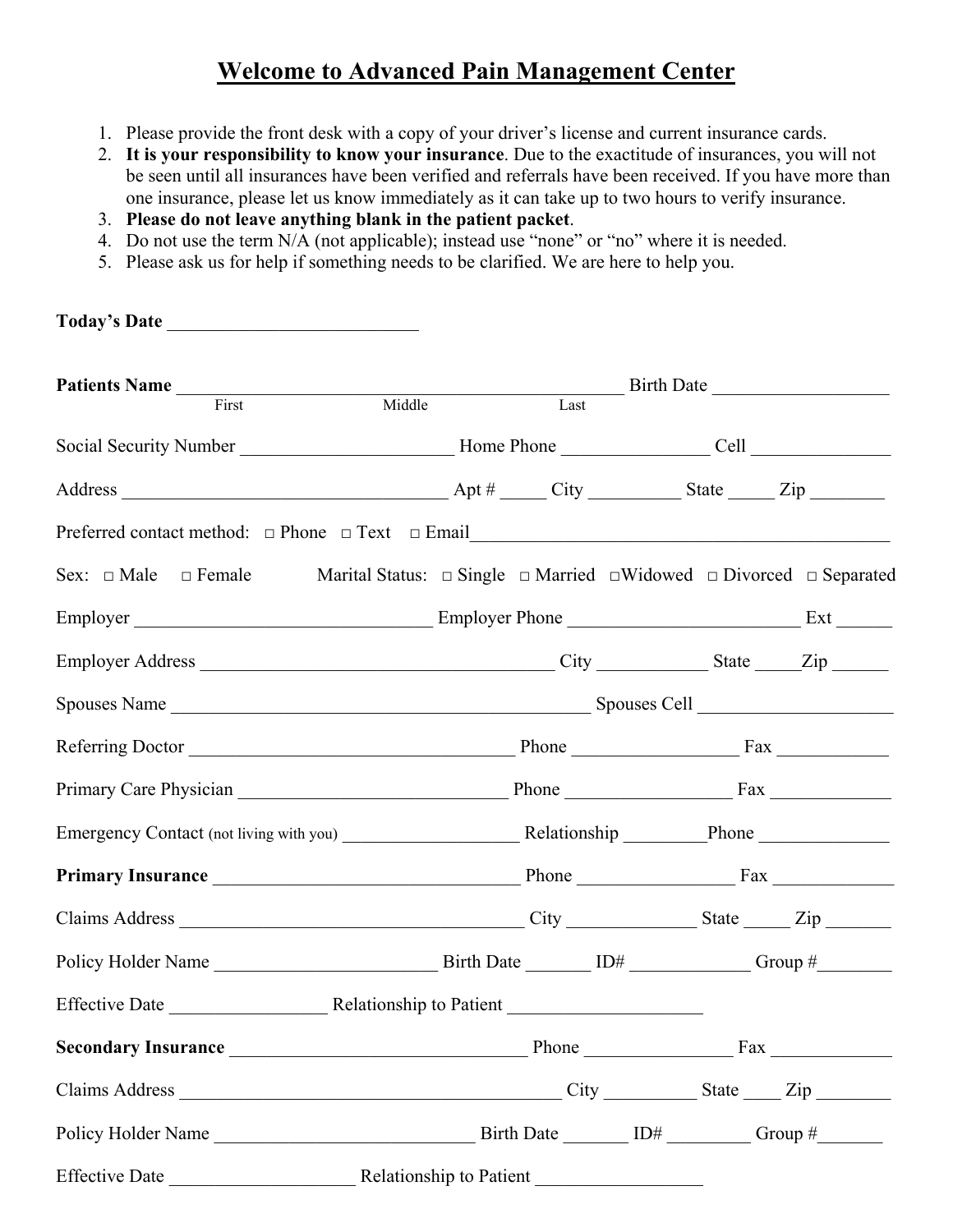# Welcome to Advanced Pain Management Center

1. Please provide the front desk with a copy of your driver's license and current insurance cards.
2. **It is your responsibility to know your insurance**. Due to the exactitude of insurances, you will not be seen until all insurances have been verified and referrals have been received. If you have more than one insurance, please let us know immediately as it can take up to two hours to verify insurance.
3. **Please do not leave anything blank in the patient packet**.
4. Do not use the term N/A (not applicable); instead use "none" or "no" where it is needed.
5. Please ask us for help if something needs to be clarified. We are here to help you.

**Today's Date** ___________________________

**Patients Name** _______________________________________________ Birth Date ___________________
First Middle Last

Social Security Number ______________________ Home Phone _______________ Cell _______________

Address __________________________________ Apt # _____ City __________ State _____ Zip ________

Preferred contact method: □ Phone □ Text □ Email_____________________________________________

Sex: □ Male □ Female Marital Status: □ Single □ Married □Widowed □ Divorced □ Separated

Employer _______________________________ Employer Phone _________________________ Ext ______

Employer Address ______________________________________ City ____________ State _____Zip ______

Spouses Name _____________________________________________ Spouses Cell ____________________

Referring Doctor __________________________________ Phone _________________ Fax ____________

Primary Care Physician _____________________________ Phone _________________ Fax _____________

Emergency Contact (not living with you) __________________ Relationship ________Phone ______________

**Primary Insurance** _________________________________ Phone ________________ Fax _____________

Claims Address ______________________________________ City ______________ State _____ Zip _______

Policy Holder Name ________________________ Birth Date _______ ID# _____________ Group #________

Effective Date ________________ Relationship to Patient _____________________

**Secondary Insurance** ________________________________ Phone ________________ Fax _____________

Claims Address __________________________________________ City __________ State ____ Zip ________

Policy Holder Name ____________________________ Birth Date _______ ID# _________ Group #_______

Effective Date ____________________ Relationship to Patient __________________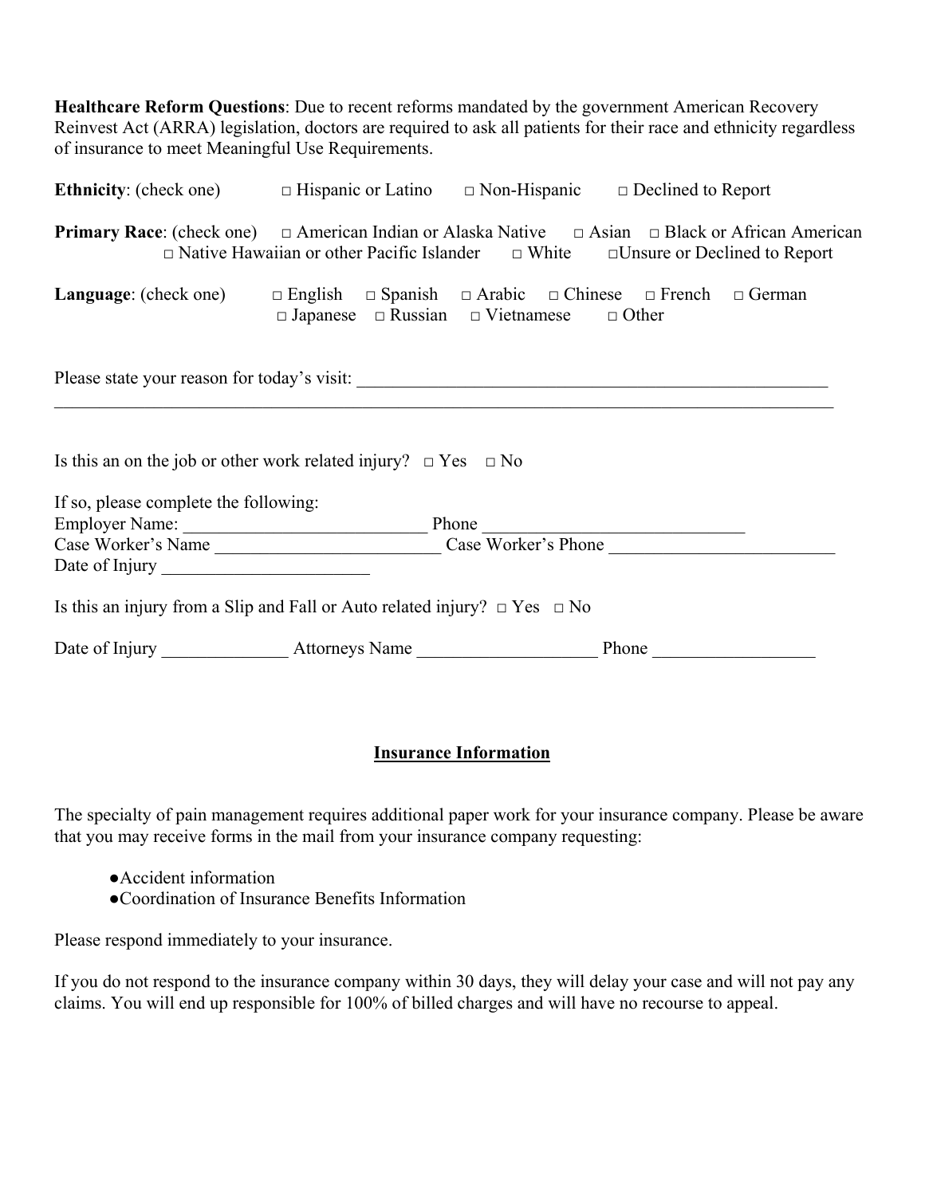**Healthcare Reform Questions**: Due to recent reforms mandated by the government American Recovery Reinvest Act (ARRA) legislation, doctors are required to ask all patients for their race and ethnicity regardless of insurance to meet Meaningful Use Requirements.

**Ethnicity**: (check one) □ Hispanic or Latino □ Non-Hispanic □ Declined to Report

**Primary Race**: (check one) □ American Indian or Alaska Native □ Asian □ Black or African American □ Native Hawaiian or other Pacific Islander □ White □Unsure or Declined to Report

**Language**: (check one) □ English □ Spanish □ Arabic □ Chinese □ French □ German □ Japanese □ Russian □ Vietnamese □ Other

Please state your reason for today's visit: ______________________________________________________
_____________________________________________________________________________________

Is this an on the job or other work related injury? □ Yes □ No

If so, please complete the following:
Employer Name: ___________________________ Phone _____________________________
Case Worker's Name _________________________ Case Worker's Phone _________________________
Date of Injury _______________________

Is this an injury from a Slip and Fall or Auto related injury? □ Yes □ No

Date of Injury ______________ Attorneys Name ____________________ Phone __________________

## Insurance Information

The specialty of pain management requires additional paper work for your insurance company. Please be aware that you may receive forms in the mail from your insurance company requesting:

- Accident information
- Coordination of Insurance Benefits Information

Please respond immediately to your insurance.

If you do not respond to the insurance company within 30 days, they will delay your case and will not pay any claims. You will end up responsible for 100% of billed charges and will have no recourse to appeal.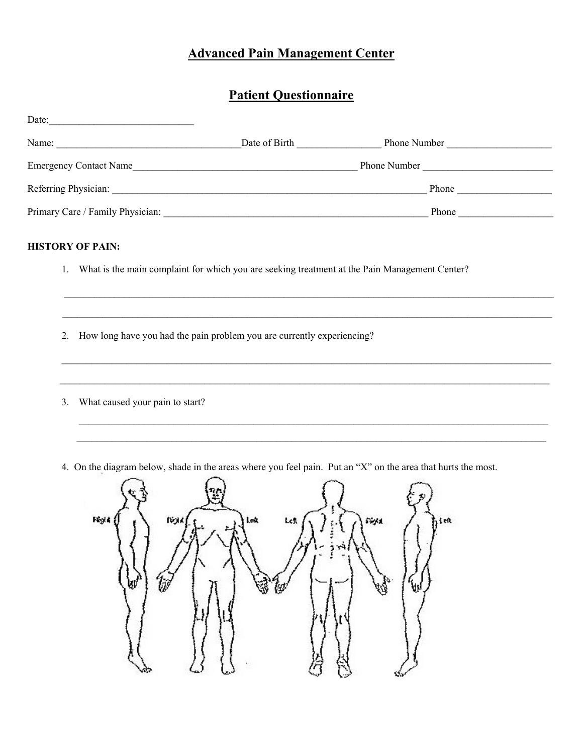# Advanced Pain Management Center

## Patient Questionnaire

Date:______________________________

Name: ______________________________________Date of Birth _________________ Phone Number _____________________

Emergency Contact Name______________________________________________ Phone Number __________________________

Referring Physician: __________________________________________________________________ Phone ___________________

Primary Care / Family Physician: ________________________________________________________ Phone ___________________

**HISTORY OF PAIN:**

1. What is the main complaint for which you are seeking treatment at the Pain Management Center?

____________________________________________________________________________________________________

____________________________________________________________________________________________________

2. How long have you had the pain problem you are currently experiencing?

____________________________________________________________________________________________________

____________________________________________________________________________________________________

3. What caused your pain to start?

____________________________________________________________________________________________________

____________________________________________________________________________________________________

4. On the diagram below, shade in the areas where you feel pain. Put an "X" on the area that hurts the most.

Right Right Left Left Right Left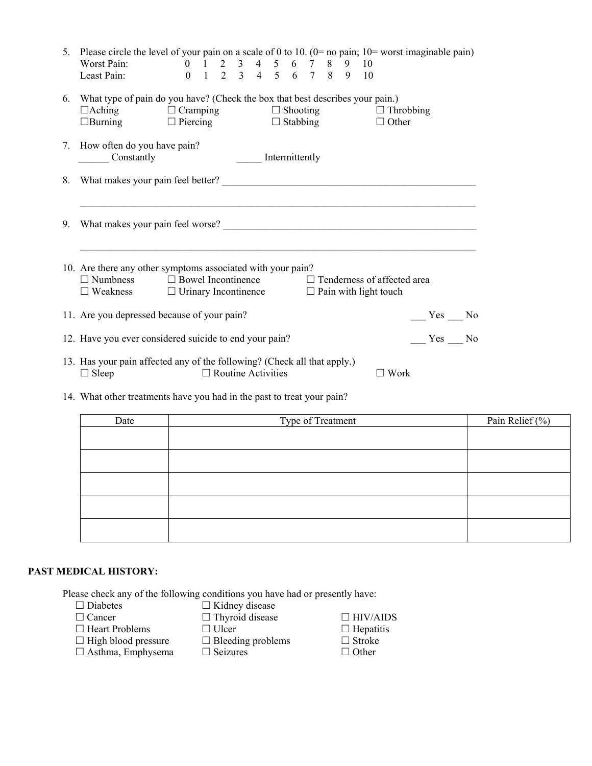5. Please circle the level of your pain on a scale of 0 to 10. (0= no pain; 10= worst imaginable pain)
   Worst Pain: 0 1 2 3 4 5 6 7 8 9 10
   Least Pain: 0 1 2 3 4 5 6 7 8 9 10

6. What type of pain do you have? (Check the box that best describes your pain.)
   ☐Aching ☐ Cramping ☐ Shooting ☐ Throbbing
   ☐Burning ☐ Piercing ☐ Stabbing ☐ Other

7. How often do you have pain?
   ______ Constantly _____ Intermittently

8. What makes your pain feel better? ____________________________________________________

   ________________________________________________________________________________

9. What makes your pain feel worse? ____________________________________________________

   ________________________________________________________________________________

10. Are there any other symptoms associated with your pain?
    ☐ Numbness ☐ Bowel Incontinence ☐ Tenderness of affected area
    ☐ Weakness ☐ Urinary Incontinence ☐ Pain with light touch

11. Are you depressed because of your pain? ___ Yes ___ No

12. Have you ever considered suicide to end your pain? ___ Yes ___ No

13. Has your pain affected any of the following? (Check all that apply.)
    ☐ Sleep ☐ Routine Activities ☐ Work

14. What other treatments have you had in the past to treat your pain?

| Date | Type of Treatment | Pain Relief (%) |
|---|---|---|
| | | |
| | | |
| | | |
| | | |
| | | |

**PAST MEDICAL HISTORY:**

Please check any of the following conditions you have had or presently have:

☐ Diabetes ☐ Kidney disease
☐ Cancer ☐ Thyroid disease ☐ HIV/AIDS
☐ Heart Problems ☐ Ulcer ☐ Hepatitis
☐ High blood pressure ☐ Bleeding problems ☐ Stroke
☐ Asthma, Emphysema ☐ Seizures ☐ Other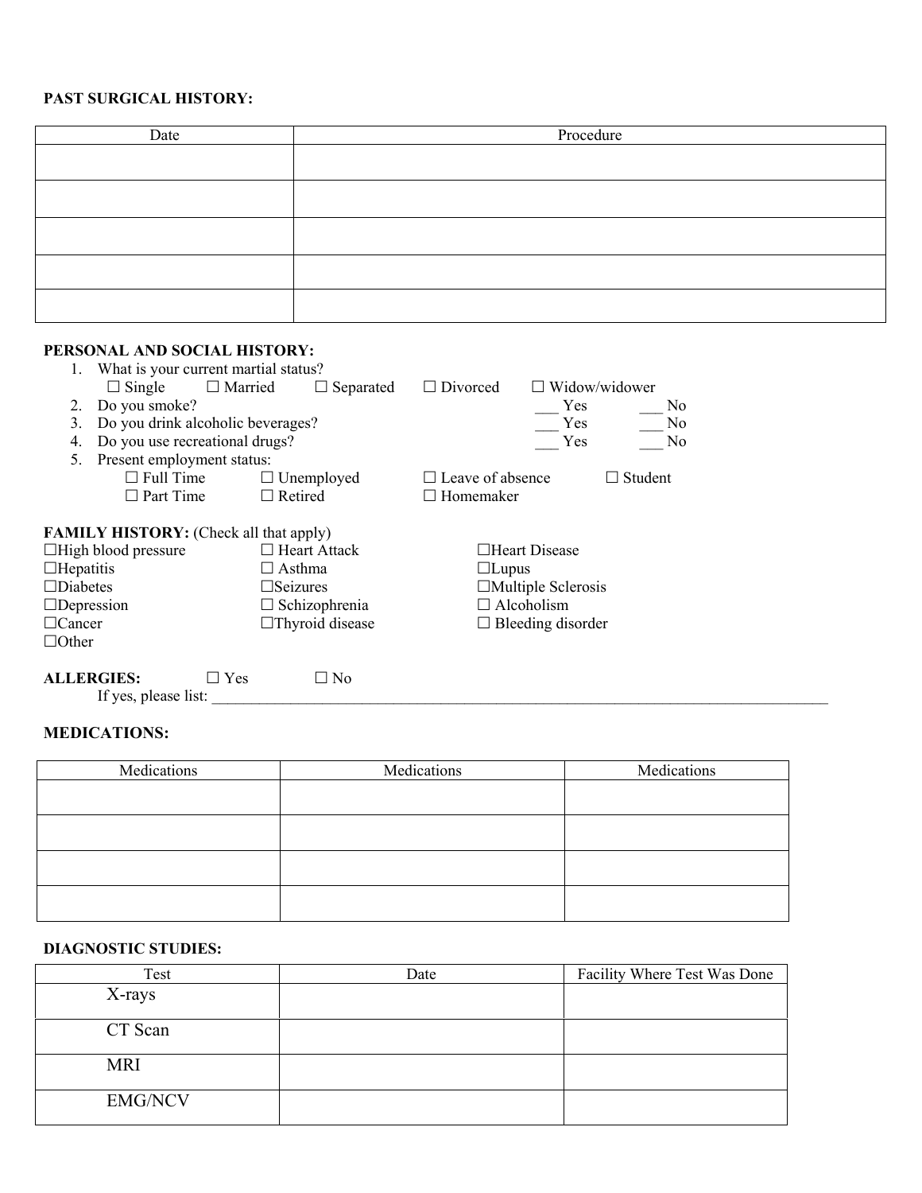**PAST SURGICAL HISTORY:**

| Date | Procedure |
|---|---|
| | |
| | |
| | |
| | |
| | |

**PERSONAL AND SOCIAL HISTORY:**

1. What is your current martial status?
   ☐ Single ☐ Married ☐ Separated ☐ Divorced ☐ Widow/widower
2. Do you smoke? ___ Yes ___ No
3. Do you drink alcoholic beverages? ___ Yes ___ No
4. Do you use recreational drugs? ___ Yes ___ No
5. Present employment status:
   ☐ Full Time ☐ Unemployed ☐ Leave of absence ☐ Student
   ☐ Part Time ☐ Retired ☐ Homemaker

**FAMILY HISTORY:** (Check all that apply)

☐High blood pressure ☐ Heart Attack ☐Heart Disease
☐Hepatitis ☐ Asthma ☐Lupus
☐Diabetes ☐Seizures ☐Multiple Sclerosis
☐Depression ☐ Schizophrenia ☐ Alcoholism
☐Cancer ☐Thyroid disease ☐ Bleeding disorder
☐Other

**ALLERGIES:** ☐ Yes ☐ No

If yes, please list: ____________________________________________________________________________________

**MEDICATIONS:**

| Medications | Medications | Medications |
|---|---|---|
| | | |
| | | |
| | | |
| | | |

**DIAGNOSTIC STUDIES:**

| Test | Date | Facility Where Test Was Done |
|---|---|---|
| X-rays | | |
| CT Scan | | |
| MRI | | |
| EMG/NCV | | |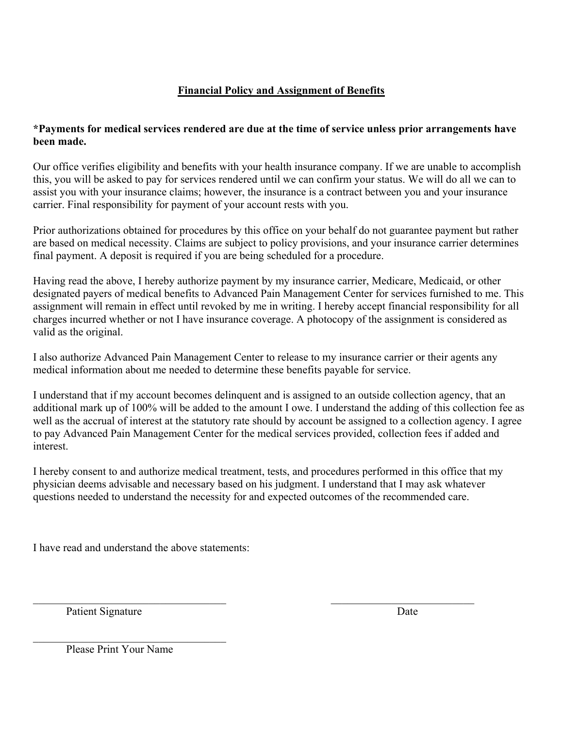# Financial Policy and Assignment of Benefits

**\*Payments for medical services rendered are due at the time of service unless prior arrangements have been made.**

Our office verifies eligibility and benefits with your health insurance company. If we are unable to accomplish this, you will be asked to pay for services rendered until we can confirm your status. We will do all we can to assist you with your insurance claims; however, the insurance is a contract between you and your insurance carrier. Final responsibility for payment of your account rests with you.

Prior authorizations obtained for procedures by this office on your behalf do not guarantee payment but rather are based on medical necessity. Claims are subject to policy provisions, and your insurance carrier determines final payment. A deposit is required if you are being scheduled for a procedure.

Having read the above, I hereby authorize payment by my insurance carrier, Medicare, Medicaid, or other designated payers of medical benefits to Advanced Pain Management Center for services furnished to me. This assignment will remain in effect until revoked by me in writing. I hereby accept financial responsibility for all charges incurred whether or not I have insurance coverage. A photocopy of the assignment is considered as valid as the original.

I also authorize Advanced Pain Management Center to release to my insurance carrier or their agents any medical information about me needed to determine these benefits payable for service.

I understand that if my account becomes delinquent and is assigned to an outside collection agency, that an additional mark up of 100% will be added to the amount I owe. I understand the adding of this collection fee as well as the accrual of interest at the statutory rate should by account be assigned to a collection agency. I agree to pay Advanced Pain Management Center for the medical services provided, collection fees if added and interest.

I hereby consent to and authorize medical treatment, tests, and procedures performed in this office that my physician deems advisable and necessary based on his judgment. I understand that I may ask whatever questions needed to understand the necessity for and expected outcomes of the recommended care.

I have read and understand the above statements:

\_\_\_\_\_\_\_\_\_\_\_\_\_\_\_\_\_\_\_\_\_\_\_\_\_\_\_\_\_\_\_\_\_\_\_\_ &nbsp;&nbsp;&nbsp;&nbsp; \_\_\_\_\_\_\_\_\_\_\_\_\_\_\_\_\_\_\_\_\_\_\_\_\_\_\_

Patient Signature &nbsp;&nbsp;&nbsp;&nbsp; Date

\_\_\_\_\_\_\_\_\_\_\_\_\_\_\_\_\_\_\_\_\_\_\_\_\_\_\_\_\_\_\_\_\_\_\_\_

Please Print Your Name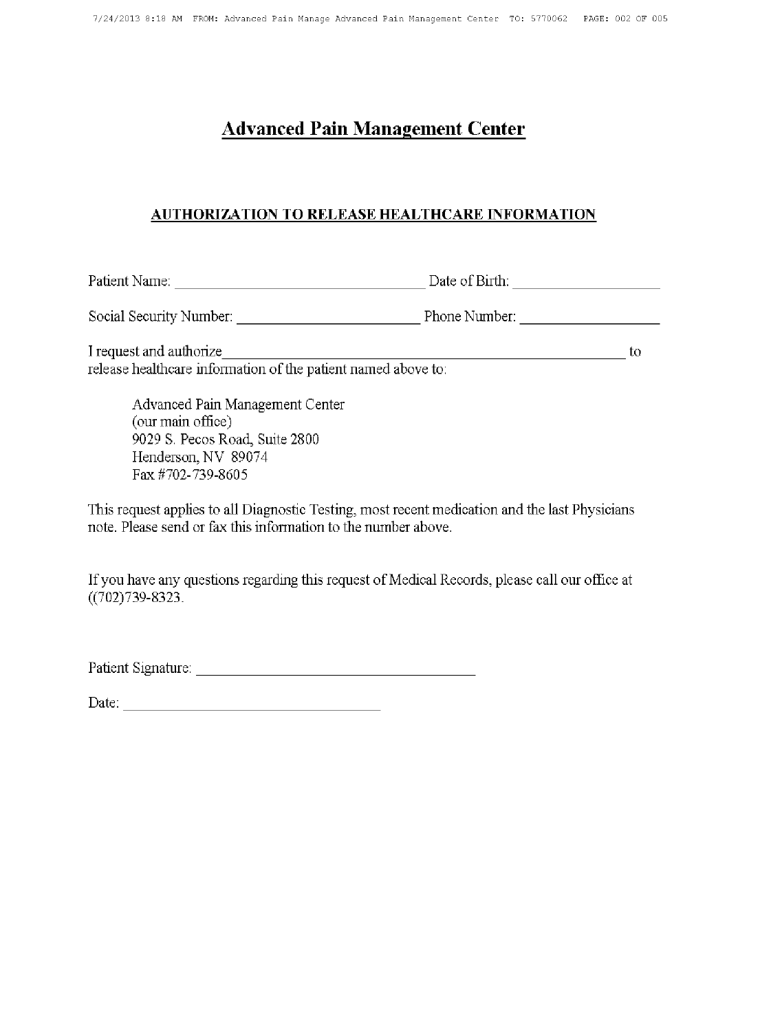# Advanced Pain Management Center

## AUTHORIZATION TO RELEASE HEALTHCARE INFORMATION

Patient Name: ______________________________ Date of Birth: ________________

Social Security Number: ____________________ Phone Number: ________________

I request and authorize ____________________________________________________ to release healthcare information of the patient named above to:

> Advanced Pain Management Center
> (our main office)
> 9029 S. Pecos Road, Suite 2800
> Henderson, NV 89074
> Fax #702-739-8605

This request applies to all Diagnostic Testing, most recent medication and the last Physicians note. Please send or fax this information to the number above.

If you have any questions regarding this request of Medical Records, please call our office at ((702)739-8323.

Patient Signature: ________________________________

Date: ______________________________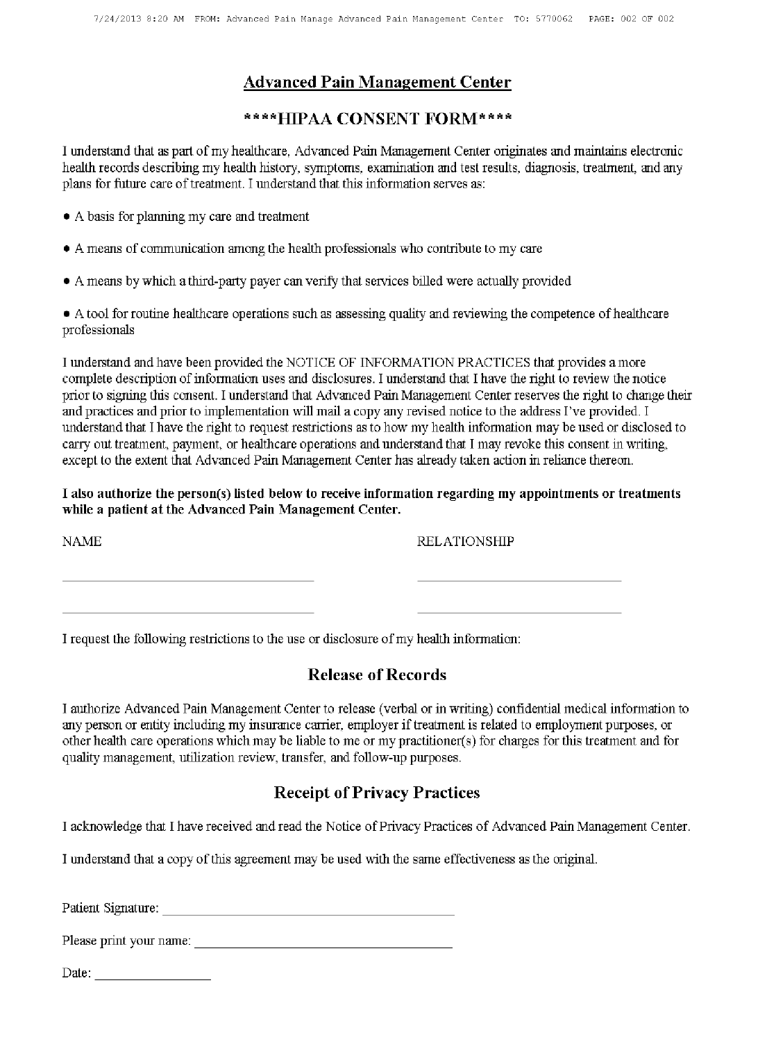# Advanced Pain Management Center

## ****HIPAA CONSENT FORM****

I understand that as part of my healthcare, Advanced Pain Management Center originates and maintains electronic health records describing my health history, symptoms, examination and test results, diagnosis, treatment, and any plans for future care of treatment. I understand that this information serves as:

- A basis for planning my care and treatment
- A means of communication among the health professionals who contribute to my care
- A means by which a third-party payer can verify that services billed were actually provided
- A tool for routine healthcare operations such as assessing quality and reviewing the competence of healthcare professionals

I understand and have been provided the NOTICE OF INFORMATION PRACTICES that provides a more complete description of information uses and disclosures. I understand that I have the right to review the notice prior to signing this consent. I understand that Advanced Pain Management Center reserves the right to change their and practices and prior to implementation will mail a copy any revised notice to the address I've provided. I understand that I have the right to request restrictions as to how my health information may be used or disclosed to carry out treatment, payment, or healthcare operations and understand that I may revoke this consent in writing, except to the extent that Advanced Pain Management Center has already taken action in reliance thereon.

**I also authorize the person(s) listed below to receive information regarding my appointments or treatments while a patient at the Advanced Pain Management Center.**

| NAME | RELATIONSHIP |
| --- | --- |
| ______________________________ | ______________________________ |
| ______________________________ | ______________________________ |

I request the following restrictions to the use or disclosure of my health information:

## Release of Records

I authorize Advanced Pain Management Center to release (verbal or in writing) confidential medical information to any person or entity including my insurance carrier, employer if treatment is related to employment purposes, or other health care operations which may be liable to me or my practitioner(s) for charges for this treatment and for quality management, utilization review, transfer, and follow-up purposes.

## Receipt of Privacy Practices

I acknowledge that I have received and read the Notice of Privacy Practices of Advanced Pain Management Center.

I understand that a copy of this agreement may be used with the same effectiveness as the original.

Patient Signature: ______________________________

Please print your name: ______________________________

Date: ______________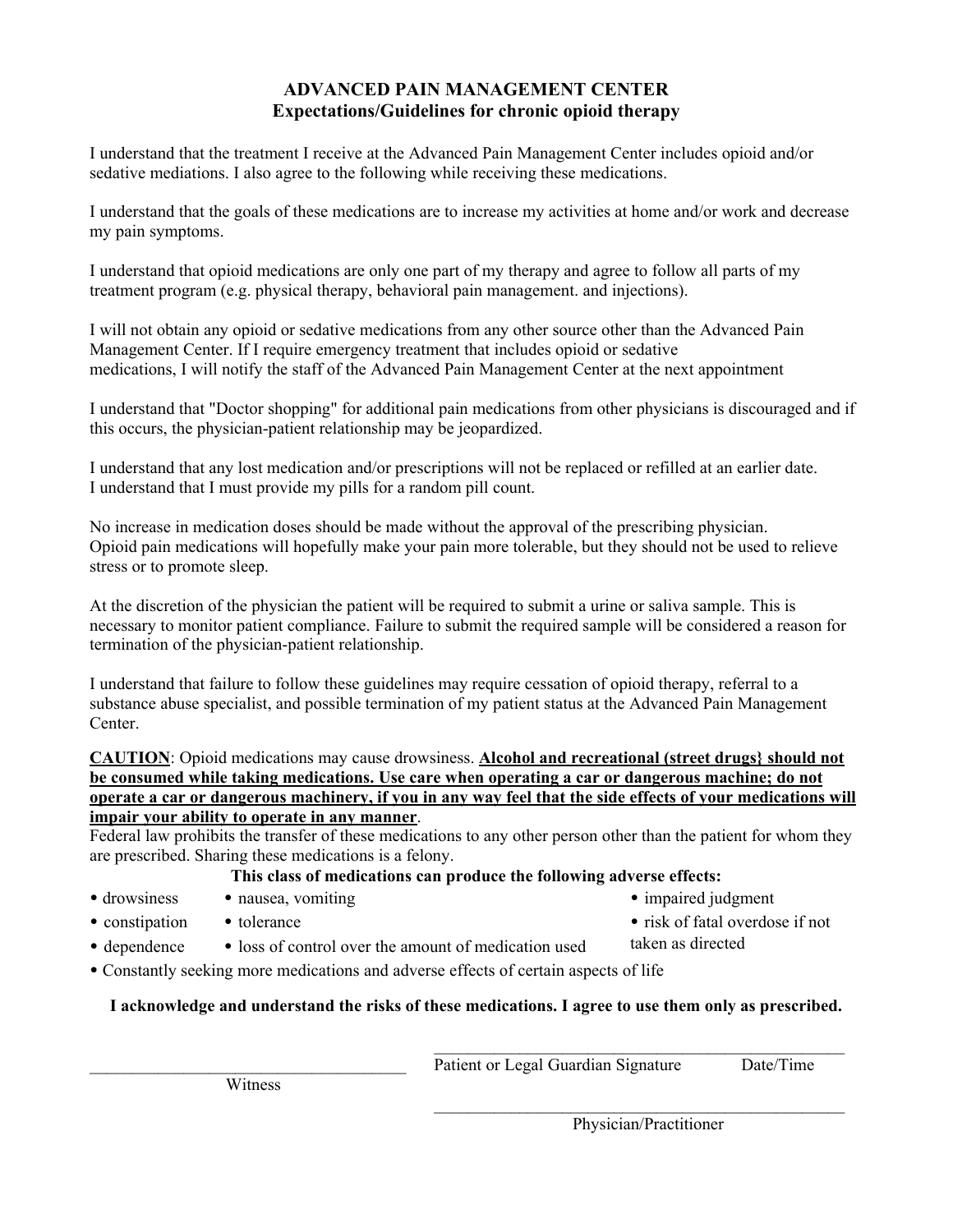# ADVANCED PAIN MANAGEMENT CENTER
## Expectations/Guidelines for chronic opioid therapy

I understand that the treatment I receive at the Advanced Pain Management Center includes opioid and/or sedative mediations. I also agree to the following while receiving these medications.

I understand that the goals of these medications are to increase my activities at home and/or work and decrease my pain symptoms.

I understand that opioid medications are only one part of my therapy and agree to follow all parts of my treatment program (e.g. physical therapy, behavioral pain management. and injections).

I will not obtain any opioid or sedative medications from any other source other than the Advanced Pain Management Center. If I require emergency treatment that includes opioid or sedative medications, I will notify the staff of the Advanced Pain Management Center at the next appointment

I understand that "Doctor shopping" for additional pain medications from other physicians is discouraged and if this occurs, the physician-patient relationship may be jeopardized.

I understand that any lost medication and/or prescriptions will not be replaced or refilled at an earlier date. I understand that I must provide my pills for a random pill count.

No increase in medication doses should be made without the approval of the prescribing physician. Opioid pain medications will hopefully make your pain more tolerable, but they should not be used to relieve stress or to promote sleep.

At the discretion of the physician the patient will be required to submit a urine or saliva sample. This is necessary to monitor patient compliance. Failure to submit the required sample will be considered a reason for termination of the physician-patient relationship.

I understand that failure to follow these guidelines may require cessation of opioid therapy, referral to a substance abuse specialist, and possible termination of my patient status at the Advanced Pain Management Center.

**CAUTION**: Opioid medications may cause drowsiness. **Alcohol and recreational (street drugs} should not be consumed while taking medications. Use care when operating a car or dangerous machine; do not operate a car or dangerous machinery, if you in any way feel that the side effects of your medications will impair your ability to operate in any manner**.
Federal law prohibits the transfer of these medications to any other person other than the patient for whom they are prescribed. Sharing these medications is a felony.

**This class of medications can produce the following adverse effects:**

- drowsiness
- constipation
- dependence
- nausea, vomiting
- tolerance
- loss of control over the amount of medication used
- impaired judgment
- risk of fatal overdose if not taken as directed
- Constantly seeking more medications and adverse effects of certain aspects of life

**I acknowledge and understand the risks of these medications. I agree to use them only as prescribed.**

\_\_\_\_\_\_\_\_\_\_\_\_\_\_\_\_\_\_\_\_\_\_\_\_\_\_\_\_\_\_\_\_\_\_\_\_\_\_\_\_
Witness

\_\_\_\_\_\_\_\_\_\_\_\_\_\_\_\_\_\_\_\_\_\_\_\_\_\_\_\_\_\_\_\_\_\_\_\_\_\_\_\_\_\_\_\_\_\_\_\_\_\_
Patient or Legal Guardian Signature Date/Time

\_\_\_\_\_\_\_\_\_\_\_\_\_\_\_\_\_\_\_\_\_\_\_\_\_\_\_\_\_\_\_\_\_\_\_\_\_\_\_\_\_\_\_\_\_\_\_\_\_\_
Physician/Practitioner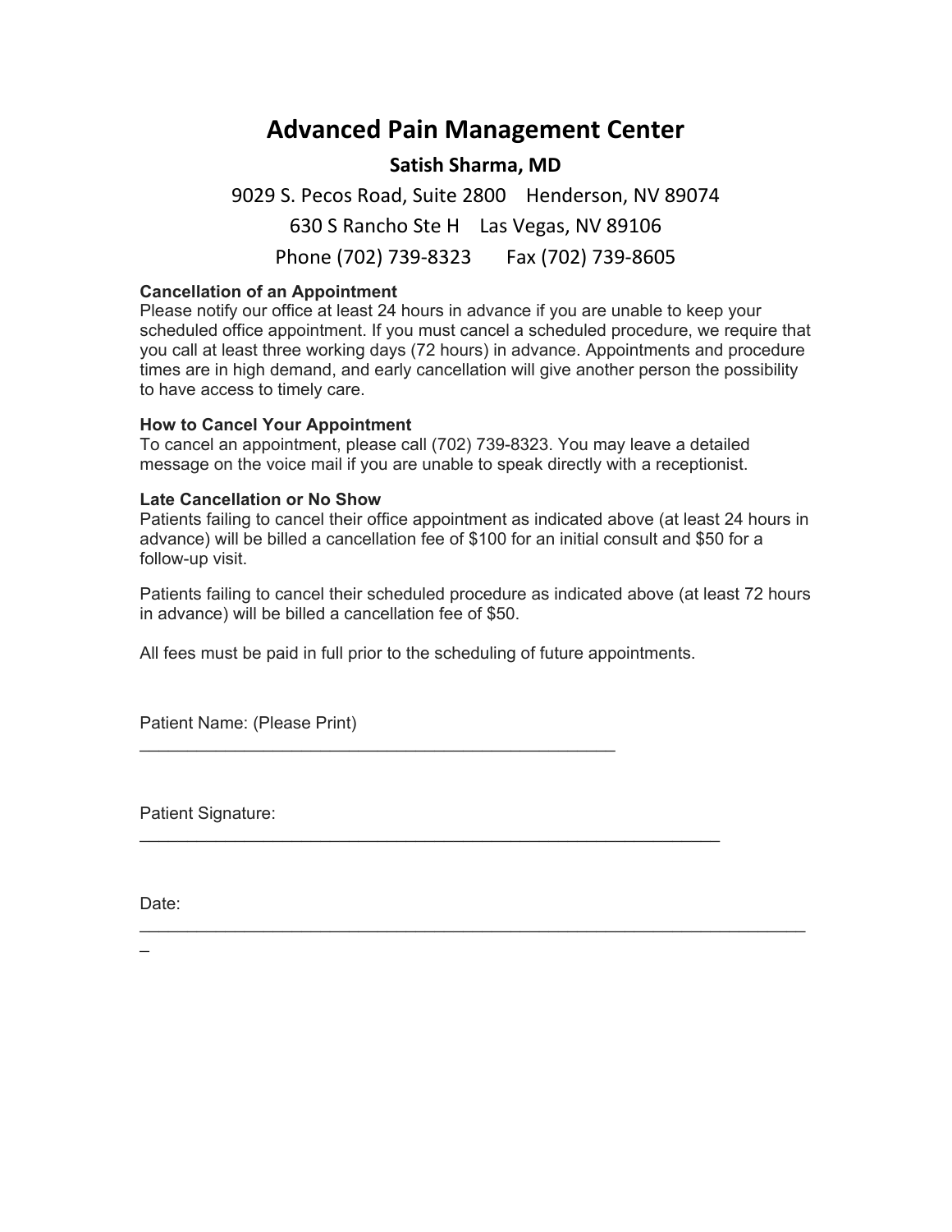# Advanced Pain Management Center

## Satish Sharma, MD

9029 S. Pecos Road, Suite 2800    Henderson, NV 89074

630 S Rancho Ste H    Las Vegas, NV 89106

Phone (702) 739-8323       Fax (702) 739-8605

**Cancellation of an Appointment**

Please notify our office at least 24 hours in advance if you are unable to keep your scheduled office appointment. If you must cancel a scheduled procedure, we require that you call at least three working days (72 hours) in advance. Appointments and procedure times are in high demand, and early cancellation will give another person the possibility to have access to timely care.

**How to Cancel Your Appointment**

To cancel an appointment, please call (702) 739-8323. You may leave a detailed message on the voice mail if you are unable to speak directly with a receptionist.

**Late Cancellation or No Show**

Patients failing to cancel their office appointment as indicated above (at least 24 hours in advance) will be billed a cancellation fee of $100 for an initial consult and $50 for a follow-up visit.

Patients failing to cancel their scheduled procedure as indicated above (at least 72 hours in advance) will be billed a cancellation fee of $50.

All fees must be paid in full prior to the scheduling of future appointments.

Patient Name: (Please Print)
_____________________________________________________

Patient Signature:
_________________________________________________________________

Date:
___________________________________________________________________________